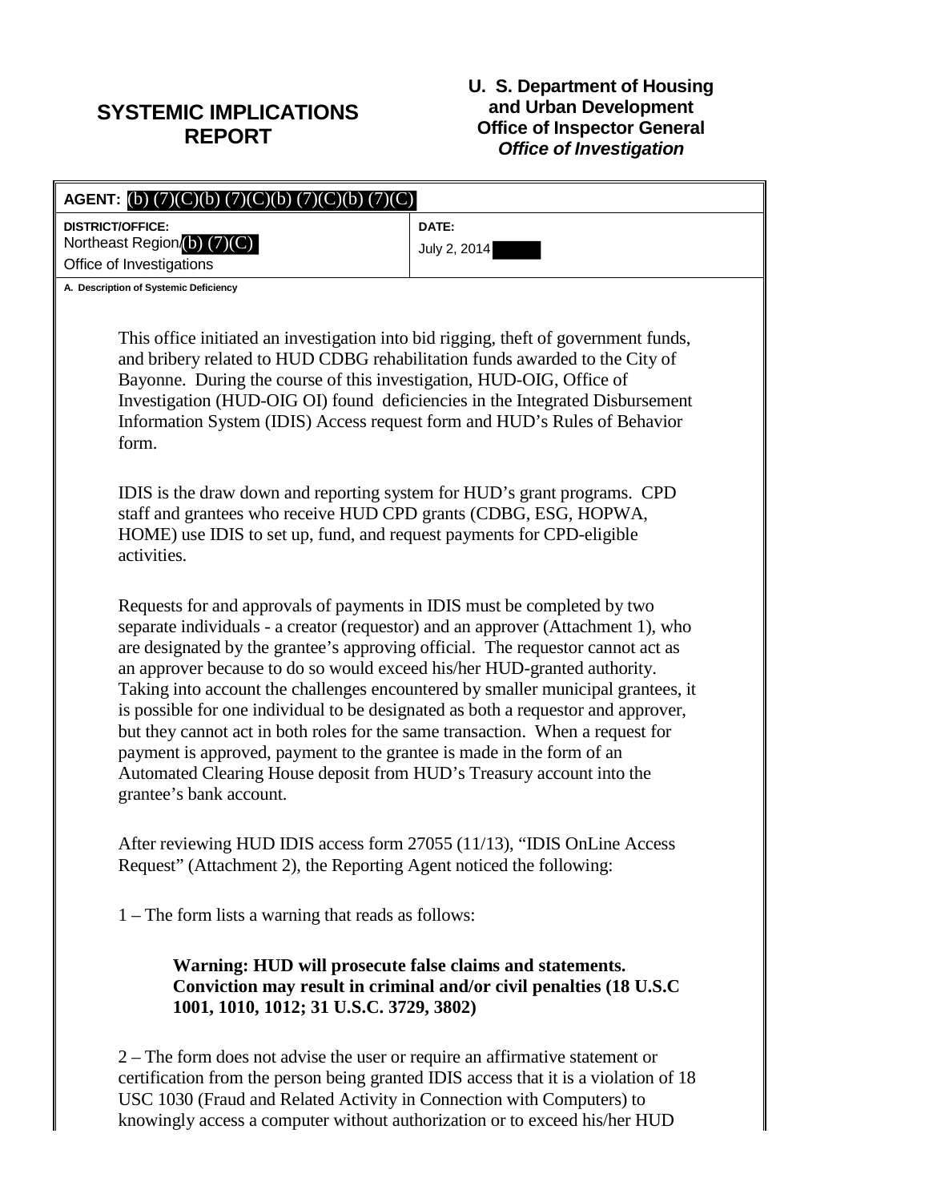# SYSTEMIC IMPLICATIONS REPORT

**U. S. Department of Housing and Urban Development**
**Office of Inspector General**
***Office of Investigation***

| **AGENT:** (b) (7)(C)(b) (7)(C)(b) (7)(C)(b) (7)(C) | |
|---|---|
| **DISTRICT/OFFICE:** Northeast Region/(b) (7)(C) Office of Investigations | **DATE:** July 2, 2014 |

**A. Description of Systemic Deficiency**

This office initiated an investigation into bid rigging, theft of government funds, and bribery related to HUD CDBG rehabilitation funds awarded to the City of Bayonne. During the course of this investigation, HUD-OIG, Office of Investigation (HUD-OIG OI) found deficiencies in the Integrated Disbursement Information System (IDIS) Access request form and HUD's Rules of Behavior form.

IDIS is the draw down and reporting system for HUD's grant programs. CPD staff and grantees who receive HUD CPD grants (CDBG, ESG, HOPWA, HOME) use IDIS to set up, fund, and request payments for CPD-eligible activities.

Requests for and approvals of payments in IDIS must be completed by two separate individuals - a creator (requestor) and an approver (Attachment 1), who are designated by the grantee's approving official. The requestor cannot act as an approver because to do so would exceed his/her HUD-granted authority. Taking into account the challenges encountered by smaller municipal grantees, it is possible for one individual to be designated as both a requestor and approver, but they cannot act in both roles for the same transaction. When a request for payment is approved, payment to the grantee is made in the form of an Automated Clearing House deposit from HUD's Treasury account into the grantee's bank account.

After reviewing HUD IDIS access form 27055 (11/13), "IDIS OnLine Access Request" (Attachment 2), the Reporting Agent noticed the following:

1 – The form lists a warning that reads as follows:

> **Warning: HUD will prosecute false claims and statements. Conviction may result in criminal and/or civil penalties (18 U.S.C 1001, 1010, 1012; 31 U.S.C. 3729, 3802)**

2 – The form does not advise the user or require an affirmative statement or certification from the person being granted IDIS access that it is a violation of 18 USC 1030 (Fraud and Related Activity in Connection with Computers) to knowingly access a computer without authorization or to exceed his/her HUD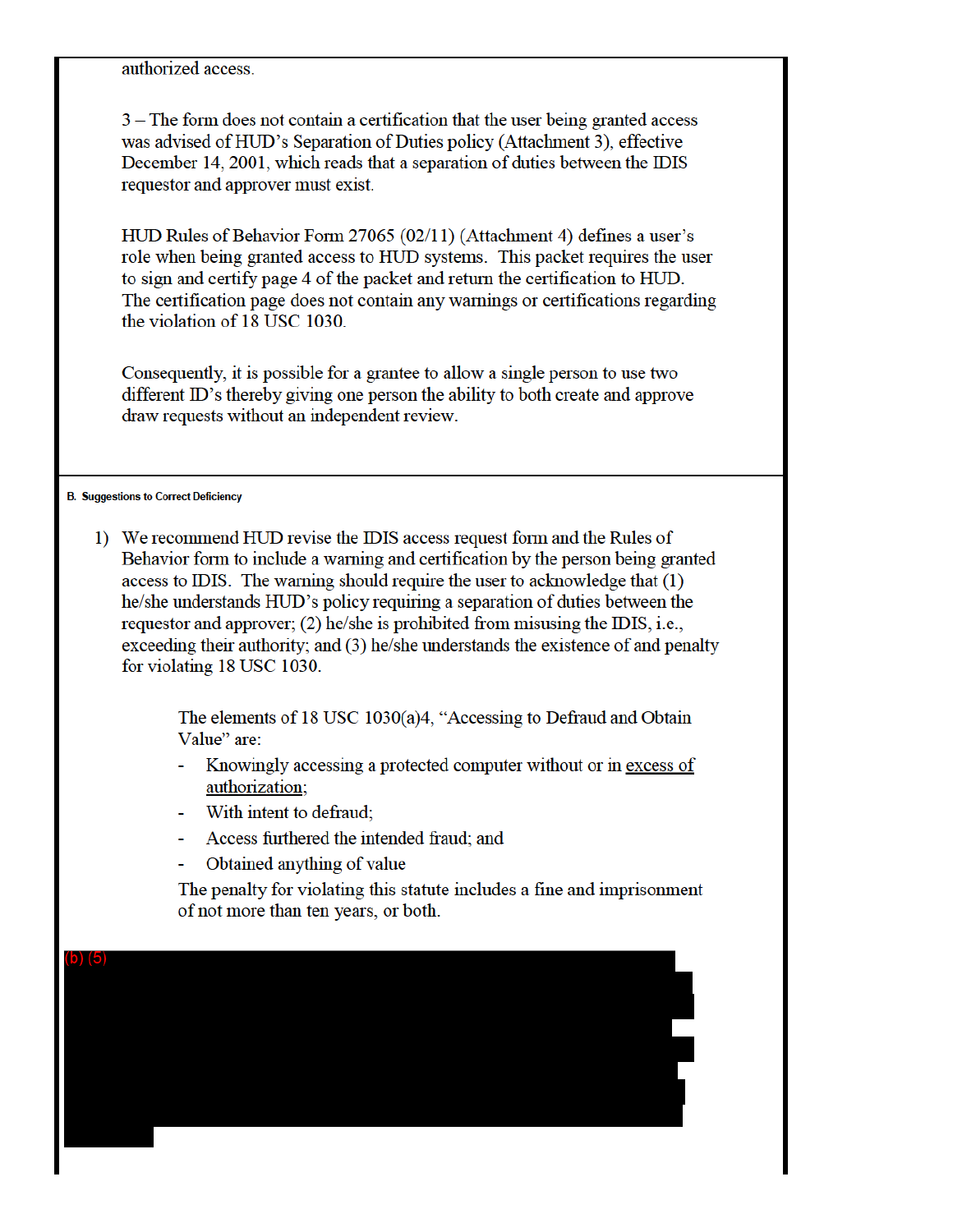authorized access.

3 – The form does not contain a certification that the user being granted access was advised of HUD's Separation of Duties policy (Attachment 3), effective December 14, 2001, which reads that a separation of duties between the IDIS requestor and approver must exist.

HUD Rules of Behavior Form 27065 (02/11) (Attachment 4) defines a user's role when being granted access to HUD systems. This packet requires the user to sign and certify page 4 of the packet and return the certification to HUD. The certification page does not contain any warnings or certifications regarding the violation of 18 USC 1030.

Consequently, it is possible for a grantee to allow a single person to use two different ID's thereby giving one person the ability to both create and approve draw requests without an independent review.

**B. Suggestions to Correct Deficiency**

1) We recommend HUD revise the IDIS access request form and the Rules of Behavior form to include a warning and certification by the person being granted access to IDIS. The warning should require the user to acknowledge that (1) he/she understands HUD's policy requiring a separation of duties between the requestor and approver; (2) he/she is prohibited from misusing the IDIS, i.e., exceeding their authority; and (3) he/she understands the existence of and penalty for violating 18 USC 1030.

   The elements of 18 USC 1030(a)4, "Accessing to Defraud and Obtain Value" are:

   - Knowingly accessing a protected computer without or in <u>excess of authorization</u>;
   - With intent to defraud;
   - Access furthered the intended fraud; and
   - Obtained anything of value

   The penalty for violating this statute includes a fine and imprisonment of not more than ten years, or both.

(b) (5)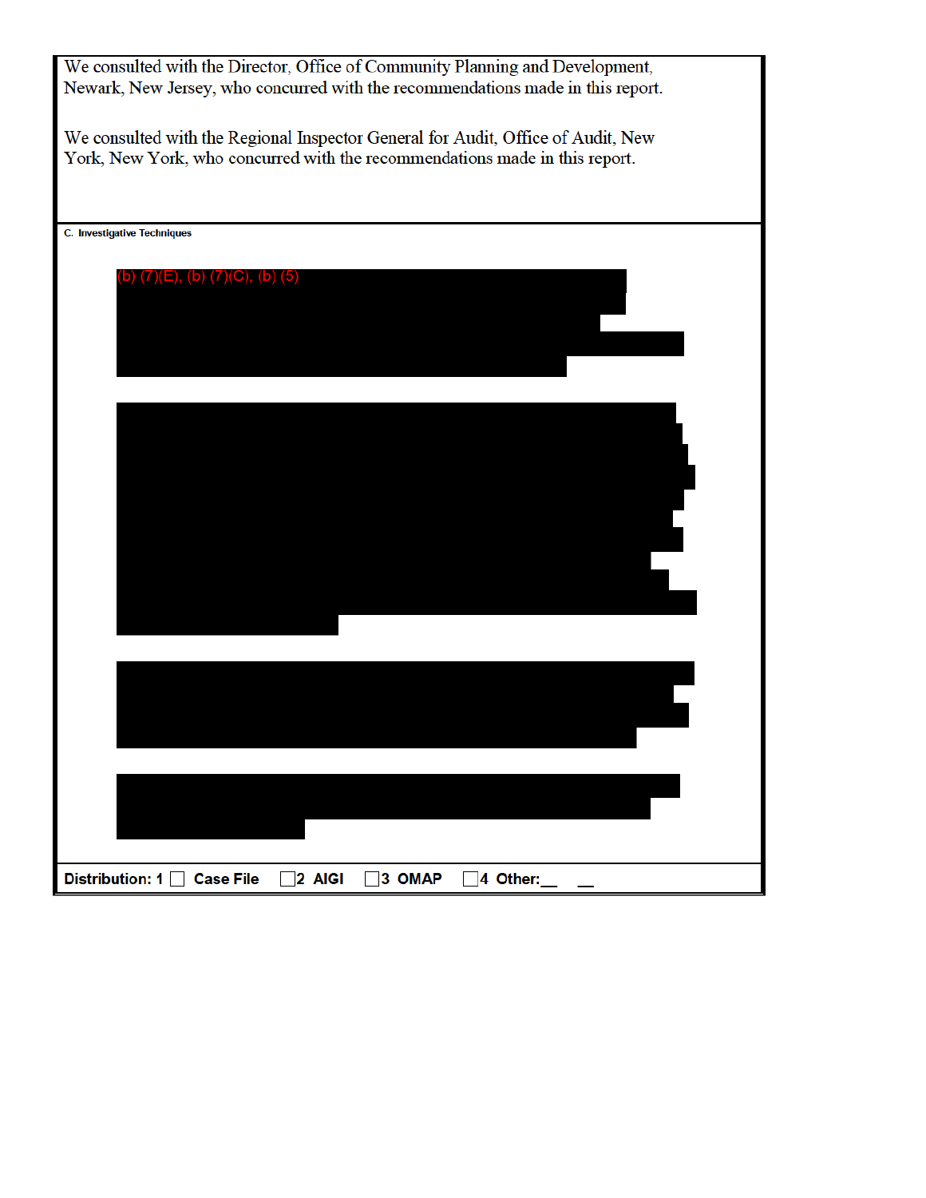We consulted with the Director, Office of Community Planning and Development, Newark, New Jersey, who concurred with the recommendations made in this report.

We consulted with the Regional Inspector General for Audit, Office of Audit, New York, New York, who concurred with the recommendations made in this report.

**C. Investigative Techniques**

(b) (7)(E), (b) (7)(C), (b) (5)

**Distribution:** 1 ☐ Case File ☐ 2 AIGI ☐ 3 OMAP ☐ 4 Other:\_\_ \_\_